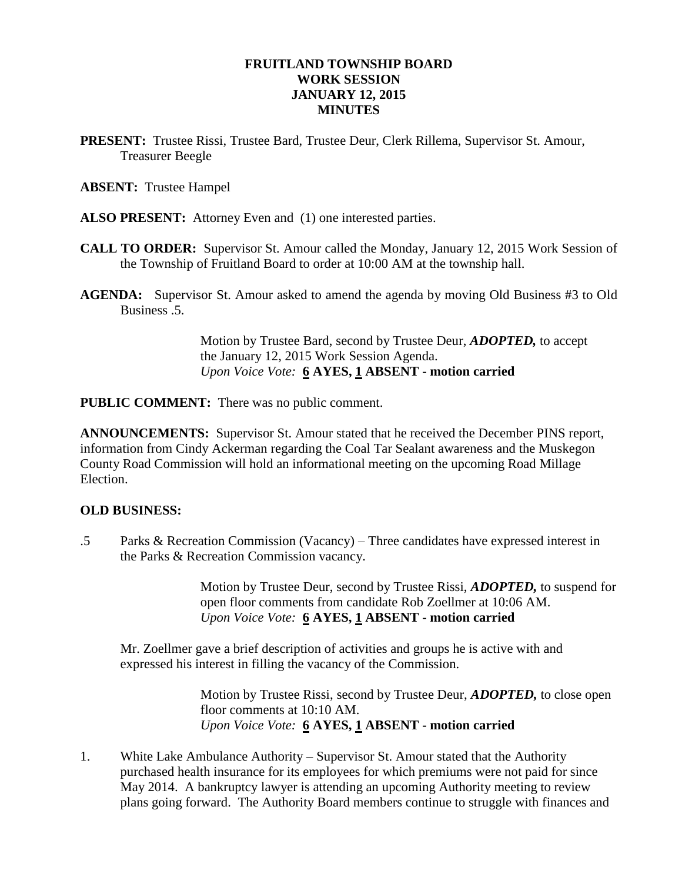# FRUITLAND TOWNSHIP BOARD
# WORK SESSION
# JANUARY 12, 2015
# MINUTES

**PRESENT:** Trustee Rissi, Trustee Bard, Trustee Deur, Clerk Rillema, Supervisor St. Amour, Treasurer Beegle

**ABSENT:** Trustee Hampel

**ALSO PRESENT:** Attorney Even and (1) one interested parties.

**CALL TO ORDER:** Supervisor St. Amour called the Monday, January 12, 2015 Work Session of the Township of Fruitland Board to order at 10:00 AM at the township hall.

**AGENDA:** Supervisor St. Amour asked to amend the agenda by moving Old Business #3 to Old Business .5.

> Motion by Trustee Bard, second by Trustee Deur, ***ADOPTED,*** to accept the January 12, 2015 Work Session Agenda.
> *Upon Voice Vote:* **6 AYES, 1 ABSENT - motion carried**

**PUBLIC COMMENT:** There was no public comment.

**ANNOUNCEMENTS:** Supervisor St. Amour stated that he received the December PINS report, information from Cindy Ackerman regarding the Coal Tar Sealant awareness and the Muskegon County Road Commission will hold an informational meeting on the upcoming Road Millage Election.

**OLD BUSINESS:**

.5 Parks & Recreation Commission (Vacancy) – Three candidates have expressed interest in the Parks & Recreation Commission vacancy.

> Motion by Trustee Deur, second by Trustee Rissi, ***ADOPTED,*** to suspend for open floor comments from candidate Rob Zoellmer at 10:06 AM.
> *Upon Voice Vote:* **6 AYES, 1 ABSENT - motion carried**

Mr. Zoellmer gave a brief description of activities and groups he is active with and expressed his interest in filling the vacancy of the Commission.

> Motion by Trustee Rissi, second by Trustee Deur, ***ADOPTED,*** to close open floor comments at 10:10 AM.
> *Upon Voice Vote:* **6 AYES, 1 ABSENT - motion carried**

1. White Lake Ambulance Authority – Supervisor St. Amour stated that the Authority purchased health insurance for its employees for which premiums were not paid for since May 2014. A bankruptcy lawyer is attending an upcoming Authority meeting to review plans going forward. The Authority Board members continue to struggle with finances and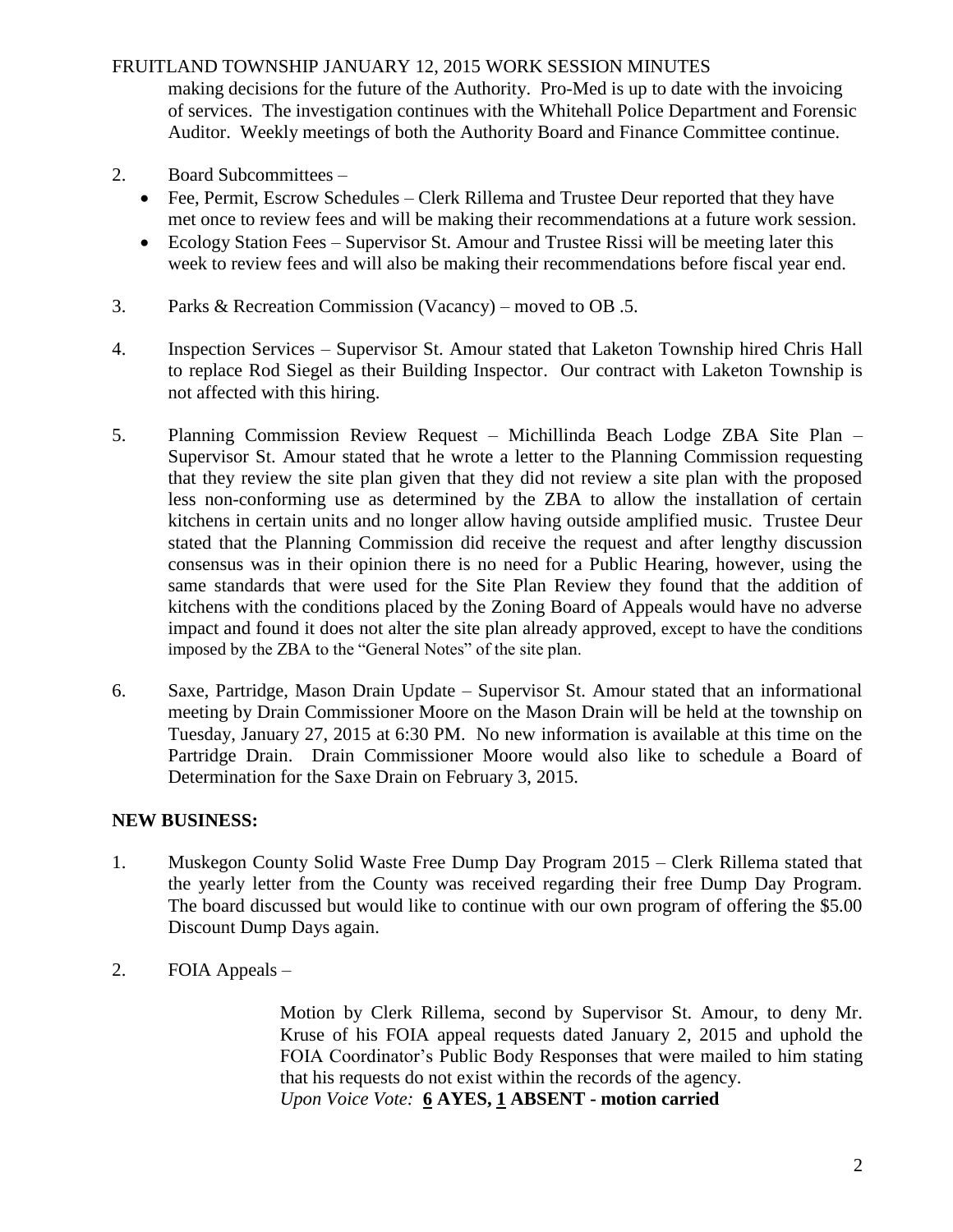making decisions for the future of the Authority. Pro-Med is up to date with the invoicing of services. The investigation continues with the Whitehall Police Department and Forensic Auditor. Weekly meetings of both the Authority Board and Finance Committee continue.

2. Board Subcommittees –
   - Fee, Permit, Escrow Schedules – Clerk Rillema and Trustee Deur reported that they have met once to review fees and will be making their recommendations at a future work session.
   - Ecology Station Fees – Supervisor St. Amour and Trustee Rissi will be meeting later this week to review fees and will also be making their recommendations before fiscal year end.

3. Parks & Recreation Commission (Vacancy) – moved to OB .5.

4. Inspection Services – Supervisor St. Amour stated that Laketon Township hired Chris Hall to replace Rod Siegel as their Building Inspector. Our contract with Laketon Township is not affected with this hiring.

5. Planning Commission Review Request – Michillinda Beach Lodge ZBA Site Plan – Supervisor St. Amour stated that he wrote a letter to the Planning Commission requesting that they review the site plan given that they did not review a site plan with the proposed less non-conforming use as determined by the ZBA to allow the installation of certain kitchens in certain units and no longer allow having outside amplified music. Trustee Deur stated that the Planning Commission did receive the request and after lengthy discussion consensus was in their opinion there is no need for a Public Hearing, however, using the same standards that were used for the Site Plan Review they found that the addition of kitchens with the conditions placed by the Zoning Board of Appeals would have no adverse impact and found it does not alter the site plan already approved, except to have the conditions imposed by the ZBA to the "General Notes" of the site plan.

6. Saxe, Partridge, Mason Drain Update – Supervisor St. Amour stated that an informational meeting by Drain Commissioner Moore on the Mason Drain will be held at the township on Tuesday, January 27, 2015 at 6:30 PM. No new information is available at this time on the Partridge Drain. Drain Commissioner Moore would also like to schedule a Board of Determination for the Saxe Drain on February 3, 2015.

**NEW BUSINESS:**

1. Muskegon County Solid Waste Free Dump Day Program 2015 – Clerk Rillema stated that the yearly letter from the County was received regarding their free Dump Day Program. The board discussed but would like to continue with our own program of offering the $5.00 Discount Dump Days again.

2. FOIA Appeals –

   Motion by Clerk Rillema, second by Supervisor St. Amour, to deny Mr. Kruse of his FOIA appeal requests dated January 2, 2015 and uphold the FOIA Coordinator's Public Body Responses that were mailed to him stating that his requests do not exist within the records of the agency.
   *Upon Voice Vote:* **6 AYES, 1 ABSENT - motion carried**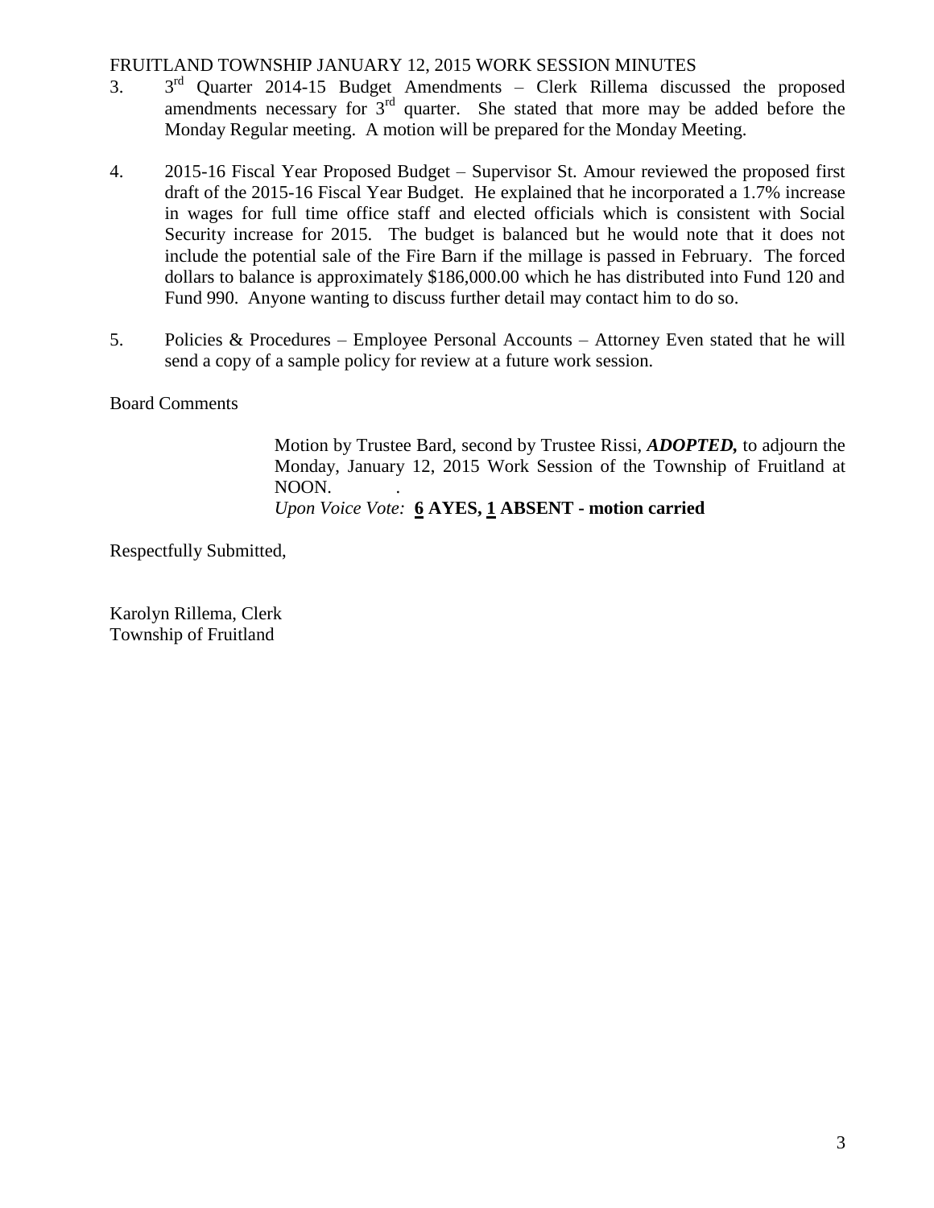3. 3rd Quarter 2014-15 Budget Amendments – Clerk Rillema discussed the proposed amendments necessary for 3rd quarter. She stated that more may be added before the Monday Regular meeting. A motion will be prepared for the Monday Meeting.

4. 2015-16 Fiscal Year Proposed Budget – Supervisor St. Amour reviewed the proposed first draft of the 2015-16 Fiscal Year Budget. He explained that he incorporated a 1.7% increase in wages for full time office staff and elected officials which is consistent with Social Security increase for 2015. The budget is balanced but he would note that it does not include the potential sale of the Fire Barn if the millage is passed in February. The forced dollars to balance is approximately $186,000.00 which he has distributed into Fund 120 and Fund 990. Anyone wanting to discuss further detail may contact him to do so.

5. Policies & Procedures – Employee Personal Accounts – Attorney Even stated that he will send a copy of a sample policy for review at a future work session.

Board Comments

> Motion by Trustee Bard, second by Trustee Rissi, ***ADOPTED,*** to adjourn the Monday, January 12, 2015 Work Session of the Township of Fruitland at NOON.
>
> *Upon Voice Vote:* **6 AYES, 1 ABSENT - motion carried**

Respectfully Submitted,

Karolyn Rillema, Clerk
Township of Fruitland